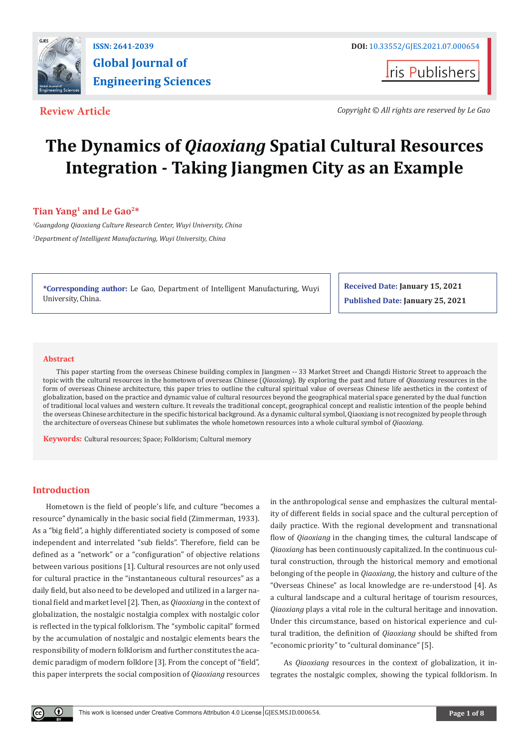ISSN: 2641-2039

**Global Journal of Engineering Sciences**

DOI: 10.33552/GJES.2021.07.000654

Iris Publishers

**Review Article**

*Copyright © All rights are reserved by Le Gao*

# The Dynamics of *Qiaoxiang* Spatial Cultural Resources Integration - Taking Jiangmen City as an Example

**Tian Yang[1] and Le Gao[2]***

[1]*Guangdong Qiaoxiang Culture Research Center, Wuyi University, China*

[2]*Department of Intelligent Manufacturing, Wuyi University, China*

**\*Corresponding author:** Le Gao, Department of Intelligent Manufacturing, Wuyi University, China.

**Received Date:** January 15, 2021

**Published Date:** January 25, 2021

## Abstract

This paper starting from the overseas Chinese building complex in Jiangmen -- 33 Market Street and Changdi Historic Street to approach the topic with the cultural resources in the hometown of overseas Chinese (*Qiaoxiang*). By exploring the past and future of *Qiaoxiang* resources in the form of overseas Chinese architecture, this paper tries to outline the cultural spiritual value of overseas Chinese life aesthetics in the context of globalization, based on the practice and dynamic value of cultural resources beyond the geographical material space generated by the dual function of traditional local values and western culture. It reveals the traditional concept, geographical concept and realistic intention of the people behind the overseas Chinese architecture in the specific historical background. As a dynamic cultural symbol, Qiaoxiang is not recognized by people through the architecture of overseas Chinese but sublimates the whole hometown resources into a whole cultural symbol of *Qiaoxiang.*

**Keywords:** Cultural resources; Space; Folklorism; Cultural memory

## Introduction

Hometown is the field of people's life, and culture "becomes a resource" dynamically in the basic social field (Zimmerman, 1933). As a "big field", a highly differentiated society is composed of some independent and interrelated "sub fields". Therefore, field can be defined as a "network" or a "configuration" of objective relations between various positions [1]. Cultural resources are not only used for cultural practice in the "instantaneous cultural resources" as a daily field, but also need to be developed and utilized in a larger national field and market level [2]. Then, as *Qiaoxiang* in the context of globalization, the nostalgic nostalgia complex with nostalgic color is reflected in the typical folklorism. The "symbolic capital" formed by the accumulation of nostalgic and nostalgic elements bears the responsibility of modern folklorism and further constitutes the academic paradigm of modern folklore [3]. From the concept of "field", this paper interprets the social composition of *Qiaoxiang* resources in the anthropological sense and emphasizes the cultural mentality of different fields in social space and the cultural perception of daily practice. With the regional development and transnational flow of *Qiaoxiang* in the changing times, the cultural landscape of *Qiaoxiang* has been continuously capitalized. In the continuous cultural construction, through the historical memory and emotional belonging of the people in *Qiaoxiang*, the history and culture of the "Overseas Chinese" as local knowledge are re-understood [4]. As a cultural landscape and a cultural heritage of tourism resources, *Qiaoxiang* plays a vital role in the cultural heritage and innovation. Under this circumstance, based on historical experience and cultural tradition, the definition of *Qiaoxiang* should be shifted from "economic priority" to "cultural dominance" [5].

As *Qiaoxiang* resources in the context of globalization, it integrates the nostalgic complex, showing the typical folklorism. In

This work is licensed under Creative Commons Attribution 4.0 License GJES.MS.ID.000654.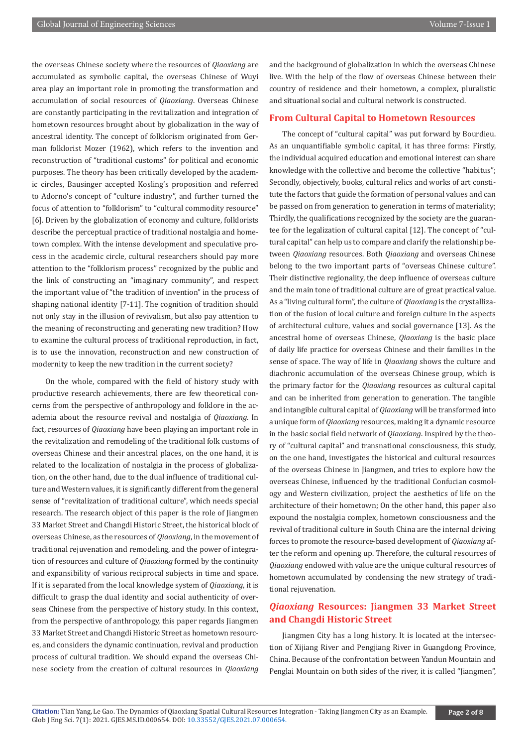the overseas Chinese society where the resources of *Qiaoxiang* are accumulated as symbolic capital, the overseas Chinese of Wuyi area play an important role in promoting the transformation and accumulation of social resources of *Qiaoxiang*. Overseas Chinese are constantly participating in the revitalization and integration of hometown resources brought about by globalization in the way of ancestral identity. The concept of folklorism originated from German folklorist Mozer (1962), which refers to the invention and reconstruction of "traditional customs" for political and economic purposes. The theory has been critically developed by the academic circles, Bausinger accepted Kosling's proposition and referred to Adorno's concept of "culture industry", and further turned the focus of attention to "folklorism" to "cultural commodity resource" [6]. Driven by the globalization of economy and culture, folklorists describe the perceptual practice of traditional nostalgia and hometown complex. With the intense development and speculative process in the academic circle, cultural researchers should pay more attention to the "folklorism process" recognized by the public and the link of constructing an "imaginary community", and respect the important value of "the tradition of invention" in the process of shaping national identity [7-11]. The cognition of tradition should not only stay in the illusion of revivalism, but also pay attention to the meaning of reconstructing and generating new tradition? How to examine the cultural process of traditional reproduction, in fact, is to use the innovation, reconstruction and new construction of modernity to keep the new tradition in the current society?

On the whole, compared with the field of history study with productive research achievements, there are few theoretical concerns from the perspective of anthropology and folklore in the academia about the resource revival and nostalgia of *Qiaoxiang*. In fact, resources of *Qiaoxiang* have been playing an important role in the revitalization and remodeling of the traditional folk customs of overseas Chinese and their ancestral places, on the one hand, it is related to the localization of nostalgia in the process of globalization, on the other hand, due to the dual influence of traditional culture and Western values, it is significantly different from the general sense of "revitalization of traditional culture", which needs special research. The research object of this paper is the role of Jiangmen 33 Market Street and Changdi Historic Street, the historical block of overseas Chinese, as the resources of *Qiaoxiang*, in the movement of traditional rejuvenation and remodeling, and the power of integration of resources and culture of *Qiaoxiang* formed by the continuity and expansibility of various reciprocal subjects in time and space. If it is separated from the local knowledge system of *Qiaoxiang*, it is difficult to grasp the dual identity and social authenticity of overseas Chinese from the perspective of history study. In this context, from the perspective of anthropology, this paper regards Jiangmen 33 Market Street and Changdi Historic Street as hometown resources, and considers the dynamic continuation, revival and production process of cultural tradition. We should expand the overseas Chinese society from the creation of cultural resources in *Qiaoxiang* and the background of globalization in which the overseas Chinese live. With the help of the flow of overseas Chinese between their country of residence and their hometown, a complex, pluralistic and situational social and cultural network is constructed.

## From Cultural Capital to Hometown Resources

The concept of "cultural capital" was put forward by Bourdieu. As an unquantifiable symbolic capital, it has three forms: Firstly, the individual acquired education and emotional interest can share knowledge with the collective and become the collective "habitus"; Secondly, objectively, books, cultural relics and works of art constitute the factors that guide the formation of personal values and can be passed on from generation to generation in terms of materiality; Thirdly, the qualifications recognized by the society are the guarantee for the legalization of cultural capital [12]. The concept of "cultural capital" can help us to compare and clarify the relationship between *Qiaoxiang* resources. Both *Qiaoxiang* and overseas Chinese belong to the two important parts of "overseas Chinese culture". Their distinctive regionality, the deep influence of overseas culture and the main tone of traditional culture are of great practical value. As a "living cultural form", the culture of *Qiaoxiang* is the crystallization of the fusion of local culture and foreign culture in the aspects of architectural culture, values and social governance [13]. As the ancestral home of overseas Chinese, *Qiaoxiang* is the basic place of daily life practice for overseas Chinese and their families in the sense of space. The way of life in *Qiaoxiang* shows the culture and diachronic accumulation of the overseas Chinese group, which is the primary factor for the *Qiaoxiang* resources as cultural capital and can be inherited from generation to generation. The tangible and intangible cultural capital of *Qiaoxiang* will be transformed into a unique form of *Qiaoxiang* resources, making it a dynamic resource in the basic social field network of *Qiaoxiang*. Inspired by the theory of "cultural capital" and transnational consciousness, this study, on the one hand, investigates the historical and cultural resources of the overseas Chinese in Jiangmen, and tries to explore how the overseas Chinese, influenced by the traditional Confucian cosmology and Western civilization, project the aesthetics of life on the architecture of their hometown; On the other hand, this paper also expound the nostalgia complex, hometown consciousness and the revival of traditional culture in South China are the internal driving forces to promote the resource-based development of *Qiaoxiang* after the reform and opening up. Therefore, the cultural resources of *Qiaoxiang* endowed with value are the unique cultural resources of hometown accumulated by condensing the new strategy of traditional rejuvenation.

## *Qiaoxiang* Resources: Jiangmen 33 Market Street and Changdi Historic Street

Jiangmen City has a long history. It is located at the intersection of Xijiang River and Pengjiang River in Guangdong Province, China. Because of the confrontation between Yandun Mountain and Penglai Mountain on both sides of the river, it is called "Jiangmen",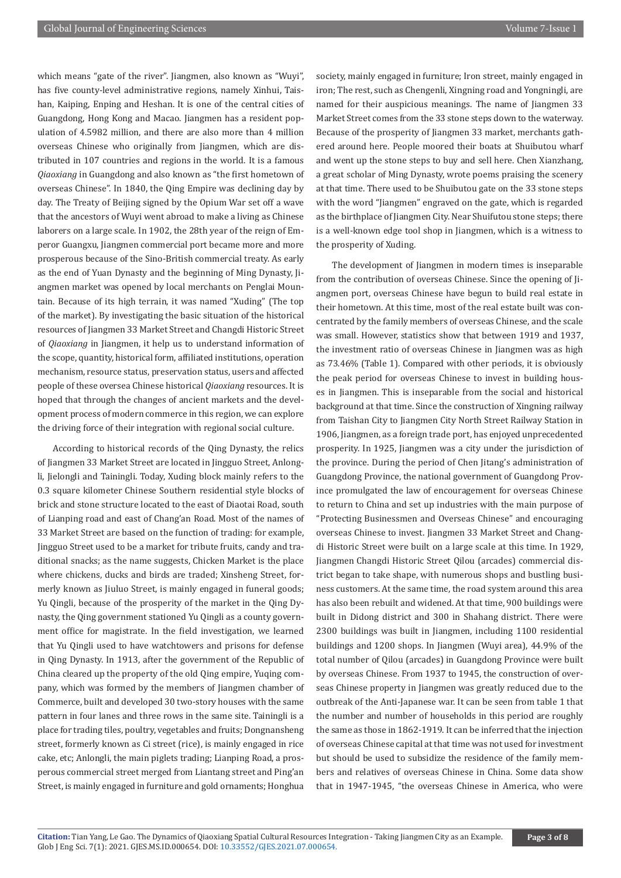which means "gate of the river". Jiangmen, also known as "Wuyi", has five county-level administrative regions, namely Xinhui, Taishan, Kaiping, Enping and Heshan. It is one of the central cities of Guangdong, Hong Kong and Macao. Jiangmen has a resident population of 4.5982 million, and there are also more than 4 million overseas Chinese who originally from Jiangmen, which are distributed in 107 countries and regions in the world. It is a famous *Qiaoxiang* in Guangdong and also known as "the first hometown of overseas Chinese". In 1840, the Qing Empire was declining day by day. The Treaty of Beijing signed by the Opium War set off a wave that the ancestors of Wuyi went abroad to make a living as Chinese laborers on a large scale. In 1902, the 28th year of the reign of Emperor Guangxu, Jiangmen commercial port became more and more prosperous because of the Sino-British commercial treaty. As early as the end of Yuan Dynasty and the beginning of Ming Dynasty, Jiangmen market was opened by local merchants on Penglai Mountain. Because of its high terrain, it was named "Xuding" (The top of the market). By investigating the basic situation of the historical resources of Jiangmen 33 Market Street and Changdi Historic Street of *Qiaoxiang* in Jiangmen, it help us to understand information of the scope, quantity, historical form, affiliated institutions, operation mechanism, resource status, preservation status, users and affected people of these oversea Chinese historical *Qiaoxiang* resources. It is hoped that through the changes of ancient markets and the development process of modern commerce in this region, we can explore the driving force of their integration with regional social culture.

According to historical records of the Qing Dynasty, the relics of Jiangmen 33 Market Street are located in Jingguo Street, Anlongli, Jielongli and Tainingli. Today, Xuding block mainly refers to the 0.3 square kilometer Chinese Southern residential style blocks of brick and stone structure located to the east of Diaotai Road, south of Lianping road and east of Chang'an Road. Most of the names of 33 Market Street are based on the function of trading: for example, Jingguo Street used to be a market for tribute fruits, candy and traditional snacks; as the name suggests, Chicken Market is the place where chickens, ducks and birds are traded; Xinsheng Street, formerly known as Jiuluo Street, is mainly engaged in funeral goods; Yu Qingli, because of the prosperity of the market in the Qing Dynasty, the Qing government stationed Yu Qingli as a county government office for magistrate. In the field investigation, we learned that Yu Qingli used to have watchtowers and prisons for defense in Qing Dynasty. In 1913, after the government of the Republic of China cleared up the property of the old Qing empire, Yuqing company, which was formed by the members of Jiangmen chamber of Commerce, built and developed 30 two-story houses with the same pattern in four lanes and three rows in the same site. Tainingli is a place for trading tiles, poultry, vegetables and fruits; Dongnansheng street, formerly known as Ci street (rice), is mainly engaged in rice cake, etc; Anlongli, the main piglets trading; Lianping Road, a prosperous commercial street merged from Liantang street and Ping'an Street, is mainly engaged in furniture and gold ornaments; Honghua society, mainly engaged in furniture; Iron street, mainly engaged in iron; The rest, such as Chengenli, Xingning road and Yongningli, are named for their auspicious meanings. The name of Jiangmen 33 Market Street comes from the 33 stone steps down to the waterway. Because of the prosperity of Jiangmen 33 market, merchants gathered around here. People moored their boats at Shuibutou wharf and went up the stone steps to buy and sell here. Chen Xianzhang, a great scholar of Ming Dynasty, wrote poems praising the scenery at that time. There used to be Shuibutou gate on the 33 stone steps with the word "Jiangmen" engraved on the gate, which is regarded as the birthplace of Jiangmen City. Near Shuifutou stone steps; there is a well-known edge tool shop in Jiangmen, which is a witness to the prosperity of Xuding.

The development of Jiangmen in modern times is inseparable from the contribution of overseas Chinese. Since the opening of Jiangmen port, overseas Chinese have begun to build real estate in their hometown. At this time, most of the real estate built was concentrated by the family members of overseas Chinese, and the scale was small. However, statistics show that between 1919 and 1937, the investment ratio of overseas Chinese in Jiangmen was as high as 73.46% (Table 1). Compared with other periods, it is obviously the peak period for overseas Chinese to invest in building houses in Jiangmen. This is inseparable from the social and historical background at that time. Since the construction of Xingning railway from Taishan City to Jiangmen City North Street Railway Station in 1906, Jiangmen, as a foreign trade port, has enjoyed unprecedented prosperity. In 1925, Jiangmen was a city under the jurisdiction of the province. During the period of Chen Jitang's administration of Guangdong Province, the national government of Guangdong Province promulgated the law of encouragement for overseas Chinese to return to China and set up industries with the main purpose of "Protecting Businessmen and Overseas Chinese" and encouraging overseas Chinese to invest. Jiangmen 33 Market Street and Changdi Historic Street were built on a large scale at this time. In 1929, Jiangmen Changdi Historic Street Qilou (arcades) commercial district began to take shape, with numerous shops and bustling business customers. At the same time, the road system around this area has also been rebuilt and widened. At that time, 900 buildings were built in Didong district and 300 in Shahang district. There were 2300 buildings was built in Jiangmen, including 1100 residential buildings and 1200 shops. In Jiangmen (Wuyi area), 44.9% of the total number of Qilou (arcades) in Guangdong Province were built by overseas Chinese. From 1937 to 1945, the construction of overseas Chinese property in Jiangmen was greatly reduced due to the outbreak of the Anti-Japanese war. It can be seen from table 1 that the number and number of households in this period are roughly the same as those in 1862-1919. It can be inferred that the injection of overseas Chinese capital at that time was not used for investment but should be used to subsidize the residence of the family members and relatives of overseas Chinese in China. Some data show that in 1947-1945, "the overseas Chinese in America, who were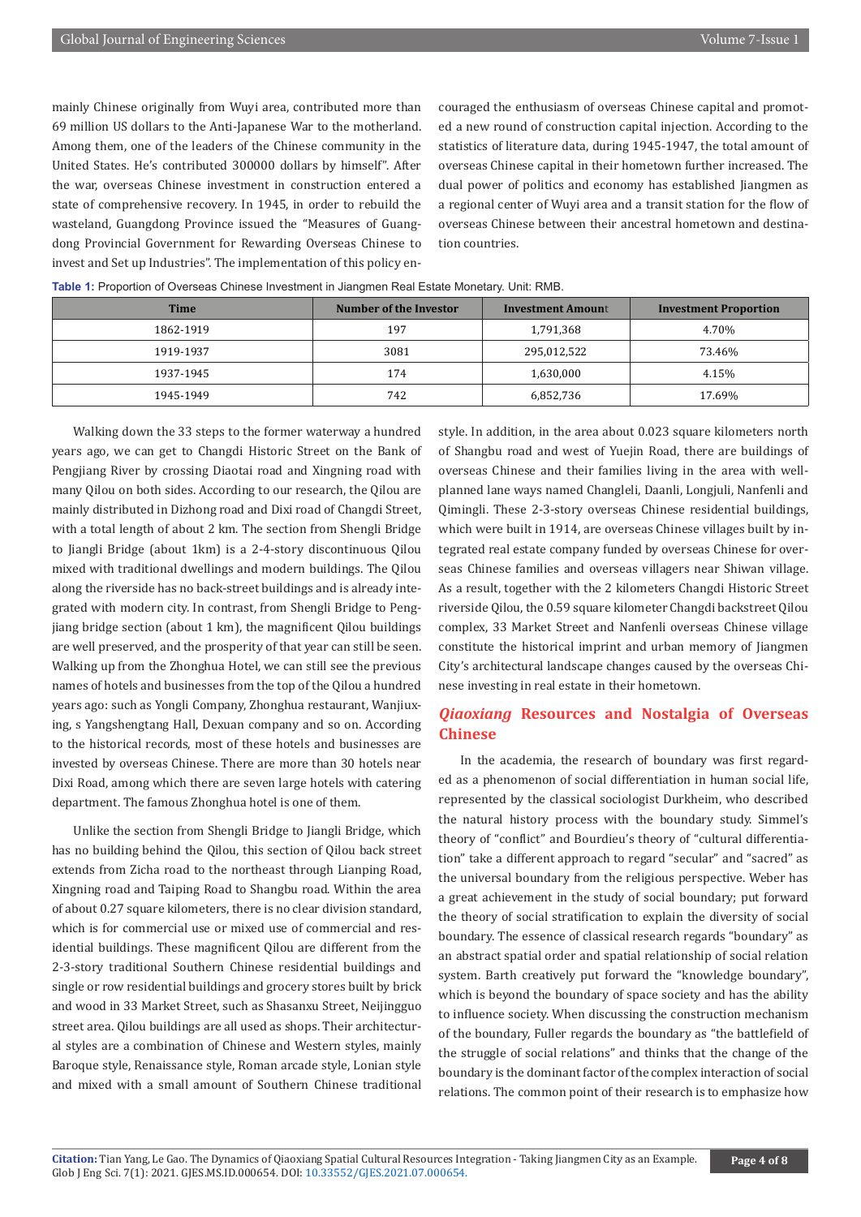mainly Chinese originally from Wuyi area, contributed more than 69 million US dollars to the Anti-Japanese War to the motherland. Among them, one of the leaders of the Chinese community in the United States. He's contributed 300000 dollars by himself". After the war, overseas Chinese investment in construction entered a state of comprehensive recovery. In 1945, in order to rebuild the wasteland, Guangdong Province issued the "Measures of Guangdong Provincial Government for Rewarding Overseas Chinese to invest and Set up Industries". The implementation of this policy encouraged the enthusiasm of overseas Chinese capital and promoted a new round of construction capital injection. According to the statistics of literature data, during 1945-1947, the total amount of overseas Chinese capital in their hometown further increased. The dual power of politics and economy has established Jiangmen as a regional center of Wuyi area and a transit station for the flow of overseas Chinese between their ancestral hometown and destination countries.

**Table 1:** Proportion of Overseas Chinese Investment in Jiangmen Real Estate Monetary. Unit: RMB.

| Time | Number of the Investor | Investment Amount | Investment Proportion |
|---|---|---|---|
| 1862-1919 | 197 | 1,791,368 | 4.70% |
| 1919-1937 | 3081 | 295,012,522 | 73.46% |
| 1937-1945 | 174 | 1,630,000 | 4.15% |
| 1945-1949 | 742 | 6,852,736 | 17.69% |

Walking down the 33 steps to the former waterway a hundred years ago, we can get to Changdi Historic Street on the Bank of Pengjiang River by crossing Diaotai road and Xingning road with many Qilou on both sides. According to our research, the Qilou are mainly distributed in Dizhong road and Dixi road of Changdi Street, with a total length of about 2 km. The section from Shengli Bridge to Jiangli Bridge (about 1km) is a 2-4-story discontinuous Qilou mixed with traditional dwellings and modern buildings. The Qilou along the riverside has no back-street buildings and is already integrated with modern city. In contrast, from Shengli Bridge to Pengjiang bridge section (about 1 km), the magnificent Qilou buildings are well preserved, and the prosperity of that year can still be seen. Walking up from the Zhonghua Hotel, we can still see the previous names of hotels and businesses from the top of the Qilou a hundred years ago: such as Yongli Company, Zhonghua restaurant, Wanjiuxing, s Yangshengtang Hall, Dexuan company and so on. According to the historical records, most of these hotels and businesses are invested by overseas Chinese. There are more than 30 hotels near Dixi Road, among which there are seven large hotels with catering department. The famous Zhonghua hotel is one of them.

Unlike the section from Shengli Bridge to Jiangli Bridge, which has no building behind the Qilou, this section of Qilou back street extends from Zicha road to the northeast through Lianping Road, Xingning road and Taiping Road to Shangbu road. Within the area of about 0.27 square kilometers, there is no clear division standard, which is for commercial use or mixed use of commercial and residential buildings. These magnificent Qilou are different from the 2-3-story traditional Southern Chinese residential buildings and single or row residential buildings and grocery stores built by brick and wood in 33 Market Street, such as Shasanxu Street, Neijingguo street area. Qilou buildings are all used as shops. Their architectural styles are a combination of Chinese and Western styles, mainly Baroque style, Renaissance style, Roman arcade style, Lonian style and mixed with a small amount of Southern Chinese traditional style. In addition, in the area about 0.023 square kilometers north of Shangbu road and west of Yuejin Road, there are buildings of overseas Chinese and their families living in the area with well-planned lane ways named Changleli, Daanli, Longjuli, Nanfenli and Qimingli. These 2-3-story overseas Chinese residential buildings, which were built in 1914, are overseas Chinese villages built by integrated real estate company funded by overseas Chinese for overseas Chinese families and overseas villagers near Shiwan village. As a result, together with the 2 kilometers Changdi Historic Street riverside Qilou, the 0.59 square kilometer Changdi backstreet Qilou complex, 33 Market Street and Nanfenli overseas Chinese village constitute the historical imprint and urban memory of Jiangmen City's architectural landscape changes caused by the overseas Chinese investing in real estate in their hometown.

## *Qiaoxiang* Resources and Nostalgia of Overseas Chinese

In the academia, the research of boundary was first regarded as a phenomenon of social differentiation in human social life, represented by the classical sociologist Durkheim, who described the natural history process with the boundary study. Simmel's theory of "conflict" and Bourdieu's theory of "cultural differentiation" take a different approach to regard "secular" and "sacred" as the universal boundary from the religious perspective. Weber has a great achievement in the study of social boundary; put forward the theory of social stratification to explain the diversity of social boundary. The essence of classical research regards "boundary" as an abstract spatial order and spatial relationship of social relation system. Barth creatively put forward the "knowledge boundary", which is beyond the boundary of space society and has the ability to influence society. When discussing the construction mechanism of the boundary, Fuller regards the boundary as "the battlefield of the struggle of social relations" and thinks that the change of the boundary is the dominant factor of the complex interaction of social relations. The common point of their research is to emphasize how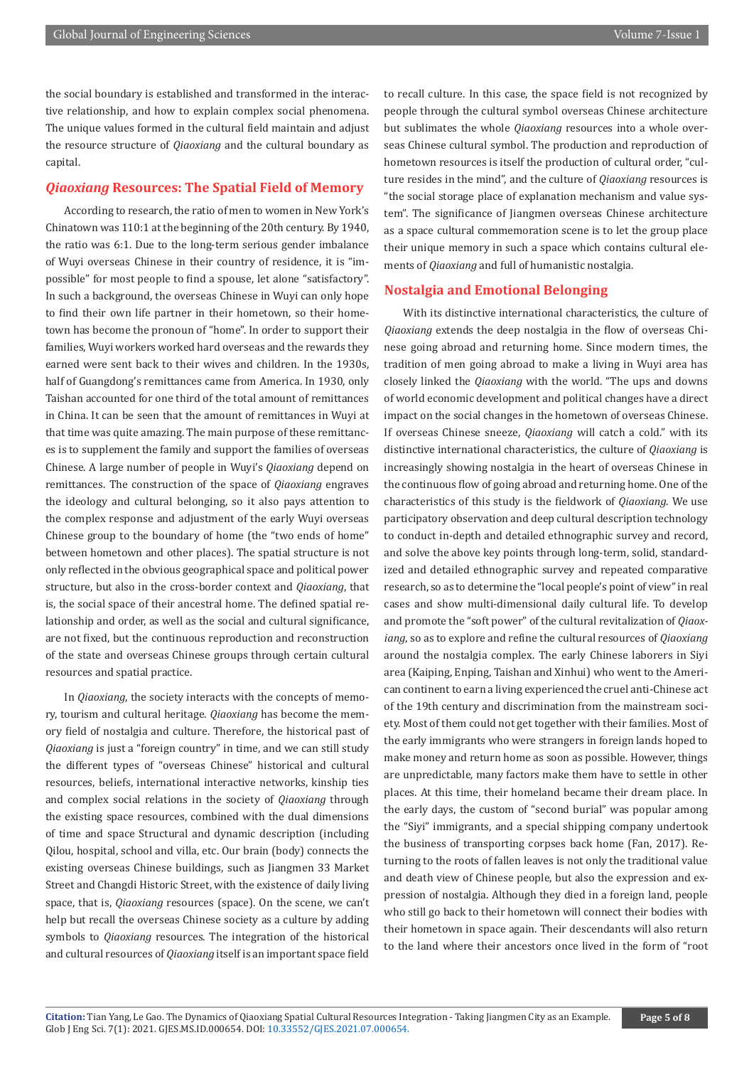the social boundary is established and transformed in the interactive relationship, and how to explain complex social phenomena. The unique values formed in the cultural field maintain and adjust the resource structure of *Qiaoxiang* and the cultural boundary as capital.

## *Qiaoxiang* Resources: The Spatial Field of Memory

According to research, the ratio of men to women in New York's Chinatown was 110:1 at the beginning of the 20th century. By 1940, the ratio was 6:1. Due to the long-term serious gender imbalance of Wuyi overseas Chinese in their country of residence, it is "impossible" for most people to find a spouse, let alone "satisfactory". In such a background, the overseas Chinese in Wuyi can only hope to find their own life partner in their hometown, so their hometown has become the pronoun of "home". In order to support their families, Wuyi workers worked hard overseas and the rewards they earned were sent back to their wives and children. In the 1930s, half of Guangdong's remittances came from America. In 1930, only Taishan accounted for one third of the total amount of remittances in China. It can be seen that the amount of remittances in Wuyi at that time was quite amazing. The main purpose of these remittances is to supplement the family and support the families of overseas Chinese. A large number of people in Wuyi's *Qiaoxiang* depend on remittances. The construction of the space of *Qiaoxiang* engraves the ideology and cultural belonging, so it also pays attention to the complex response and adjustment of the early Wuyi overseas Chinese group to the boundary of home (the "two ends of home" between hometown and other places). The spatial structure is not only reflected in the obvious geographical space and political power structure, but also in the cross-border context and *Qiaoxiang*, that is, the social space of their ancestral home. The defined spatial relationship and order, as well as the social and cultural significance, are not fixed, but the continuous reproduction and reconstruction of the state and overseas Chinese groups through certain cultural resources and spatial practice.

In *Qiaoxiang*, the society interacts with the concepts of memory, tourism and cultural heritage. *Qiaoxiang* has become the memory field of nostalgia and culture. Therefore, the historical past of *Qiaoxiang* is just a "foreign country" in time, and we can still study the different types of "overseas Chinese" historical and cultural resources, beliefs, international interactive networks, kinship ties and complex social relations in the society of *Qiaoxiang* through the existing space resources, combined with the dual dimensions of time and space Structural and dynamic description (including Qilou, hospital, school and villa, etc. Our brain (body) connects the existing overseas Chinese buildings, such as Jiangmen 33 Market Street and Changdi Historic Street, with the existence of daily living space, that is, *Qiaoxiang* resources (space). On the scene, we can't help but recall the overseas Chinese society as a culture by adding symbols to *Qiaoxiang* resources. The integration of the historical and cultural resources of *Qiaoxiang* itself is an important space field to recall culture. In this case, the space field is not recognized by people through the cultural symbol overseas Chinese architecture but sublimates the whole *Qiaoxiang* resources into a whole overseas Chinese cultural symbol. The production and reproduction of hometown resources is itself the production of cultural order, "culture resides in the mind", and the culture of *Qiaoxiang* resources is "the social storage place of explanation mechanism and value system". The significance of Jiangmen overseas Chinese architecture as a space cultural commemoration scene is to let the group place their unique memory in such a space which contains cultural elements of *Qiaoxiang* and full of humanistic nostalgia.

## Nostalgia and Emotional Belonging

With its distinctive international characteristics, the culture of *Qiaoxiang* extends the deep nostalgia in the flow of overseas Chinese going abroad and returning home. Since modern times, the tradition of men going abroad to make a living in Wuyi area has closely linked the *Qiaoxiang* with the world. "The ups and downs of world economic development and political changes have a direct impact on the social changes in the hometown of overseas Chinese. If overseas Chinese sneeze, *Qiaoxiang* will catch a cold." with its distinctive international characteristics, the culture of *Qiaoxiang* is increasingly showing nostalgia in the heart of overseas Chinese in the continuous flow of going abroad and returning home. One of the characteristics of this study is the fieldwork of *Qiaoxiang*. We use participatory observation and deep cultural description technology to conduct in-depth and detailed ethnographic survey and record, and solve the above key points through long-term, solid, standardized and detailed ethnographic survey and repeated comparative research, so as to determine the "local people's point of view" in real cases and show multi-dimensional daily cultural life. To develop and promote the "soft power" of the cultural revitalization of *Qiaoxiang*, so as to explore and refine the cultural resources of *Qiaoxiang* around the nostalgia complex. The early Chinese laborers in Siyi area (Kaiping, Enping, Taishan and Xinhui) who went to the American continent to earn a living experienced the cruel anti-Chinese act of the 19th century and discrimination from the mainstream society. Most of them could not get together with their families. Most of the early immigrants who were strangers in foreign lands hoped to make money and return home as soon as possible. However, things are unpredictable, many factors make them have to settle in other places. At this time, their homeland became their dream place. In the early days, the custom of "second burial" was popular among the "Siyi" immigrants, and a special shipping company undertook the business of transporting corpses back home (Fan, 2017). Returning to the roots of fallen leaves is not only the traditional value and death view of Chinese people, but also the expression and expression of nostalgia. Although they died in a foreign land, people who still go back to their hometown will connect their bodies with their hometown in space again. Their descendants will also return to the land where their ancestors once lived in the form of "root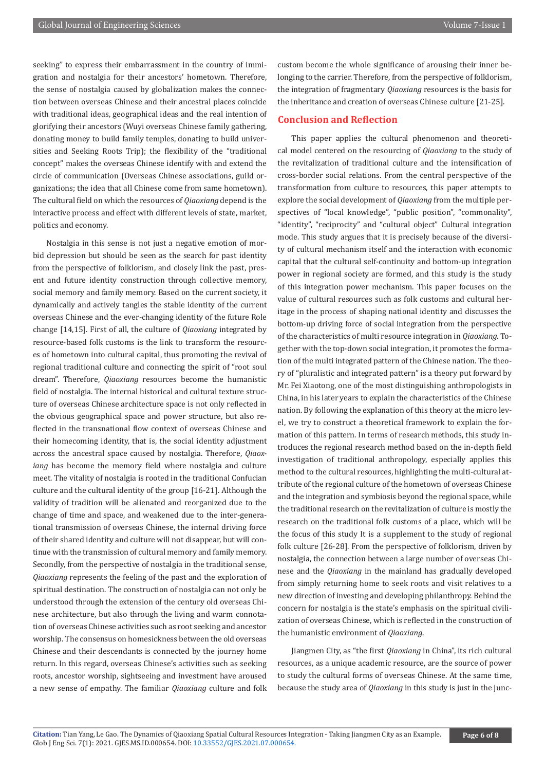seeking" to express their embarrassment in the country of immigration and nostalgia for their ancestors' hometown. Therefore, the sense of nostalgia caused by globalization makes the connection between overseas Chinese and their ancestral places coincide with traditional ideas, geographical ideas and the real intention of glorifying their ancestors (Wuyi overseas Chinese family gathering, donating money to build family temples, donating to build universities and Seeking Roots Trip); the flexibility of the "traditional concept" makes the overseas Chinese identify with and extend the circle of communication (Overseas Chinese associations, guild organizations; the idea that all Chinese come from same hometown). The cultural field on which the resources of *Qiaoxiang* depend is the interactive process and effect with different levels of state, market, politics and economy.

Nostalgia in this sense is not just a negative emotion of morbid depression but should be seen as the search for past identity from the perspective of folklorism, and closely link the past, present and future identity construction through collective memory, social memory and family memory. Based on the current society, it dynamically and actively tangles the stable identity of the current overseas Chinese and the ever-changing identity of the future Role change [14,15]. First of all, the culture of *Qiaoxiang* integrated by resource-based folk customs is the link to transform the resources of hometown into cultural capital, thus promoting the revival of regional traditional culture and connecting the spirit of "root soul dream". Therefore, *Qiaoxiang* resources become the humanistic field of nostalgia. The internal historical and cultural texture structure of overseas Chinese architecture space is not only reflected in the obvious geographical space and power structure, but also reflected in the transnational flow context of overseas Chinese and their homecoming identity, that is, the social identity adjustment across the ancestral space caused by nostalgia. Therefore, *Qiaoxiang* has become the memory field where nostalgia and culture meet. The vitality of nostalgia is rooted in the traditional Confucian culture and the cultural identity of the group [16-21]. Although the validity of tradition will be alienated and reorganized due to the change of time and space, and weakened due to the inter-generational transmission of overseas Chinese, the internal driving force of their shared identity and culture will not disappear, but will continue with the transmission of cultural memory and family memory. Secondly, from the perspective of nostalgia in the traditional sense, *Qiaoxiang* represents the feeling of the past and the exploration of spiritual destination. The construction of nostalgia can not only be understood through the extension of the century old overseas Chinese architecture, but also through the living and warm connotation of overseas Chinese activities such as root seeking and ancestor worship. The consensus on homesickness between the old overseas Chinese and their descendants is connected by the journey home return. In this regard, overseas Chinese's activities such as seeking roots, ancestor worship, sightseeing and investment have aroused a new sense of empathy. The familiar *Qiaoxiang* culture and folk custom become the whole significance of arousing their inner belonging to the carrier. Therefore, from the perspective of folklorism, the integration of fragmentary *Qiaoxiang* resources is the basis for the inheritance and creation of overseas Chinese culture [21-25].

## Conclusion and Reflection

This paper applies the cultural phenomenon and theoretical model centered on the resourcing of *Qiaoxiang* to the study of the revitalization of traditional culture and the intensification of cross-border social relations. From the central perspective of the transformation from culture to resources, this paper attempts to explore the social development of *Qiaoxiang* from the multiple perspectives of "local knowledge", "public position", "commonality", "identity", "reciprocity" and "cultural object" Cultural integration mode. This study argues that it is precisely because of the diversity of cultural mechanism itself and the interaction with economic capital that the cultural self-continuity and bottom-up integration power in regional society are formed, and this study is the study of this integration power mechanism. This paper focuses on the value of cultural resources such as folk customs and cultural heritage in the process of shaping national identity and discusses the bottom-up driving force of social integration from the perspective of the characteristics of multi resource integration in *Qiaoxiang*. Together with the top-down social integration, it promotes the formation of the multi integrated pattern of the Chinese nation. The theory of "pluralistic and integrated pattern" is a theory put forward by Mr. Fei Xiaotong, one of the most distinguishing anthropologists in China, in his later years to explain the characteristics of the Chinese nation. By following the explanation of this theory at the micro level, we try to construct a theoretical framework to explain the formation of this pattern. In terms of research methods, this study introduces the regional research method based on the in-depth field investigation of traditional anthropology, especially applies this method to the cultural resources, highlighting the multi-cultural attribute of the regional culture of the hometown of overseas Chinese and the integration and symbiosis beyond the regional space, while the traditional research on the revitalization of culture is mostly the research on the traditional folk customs of a place, which will be the focus of this study It is a supplement to the study of regional folk culture [26-28]. From the perspective of folklorism, driven by nostalgia, the connection between a large number of overseas Chinese and the *Qiaoxiang* in the mainland has gradually developed from simply returning home to seek roots and visit relatives to a new direction of investing and developing philanthropy. Behind the concern for nostalgia is the state's emphasis on the spiritual civilization of overseas Chinese, which is reflected in the construction of the humanistic environment of *Qiaoxiang*.

Jiangmen City, as "the first *Qiaoxiang* in China", its rich cultural resources, as a unique academic resource, are the source of power to study the cultural forms of overseas Chinese. At the same time, because the study area of *Qiaoxiang* in this study is just in the junc-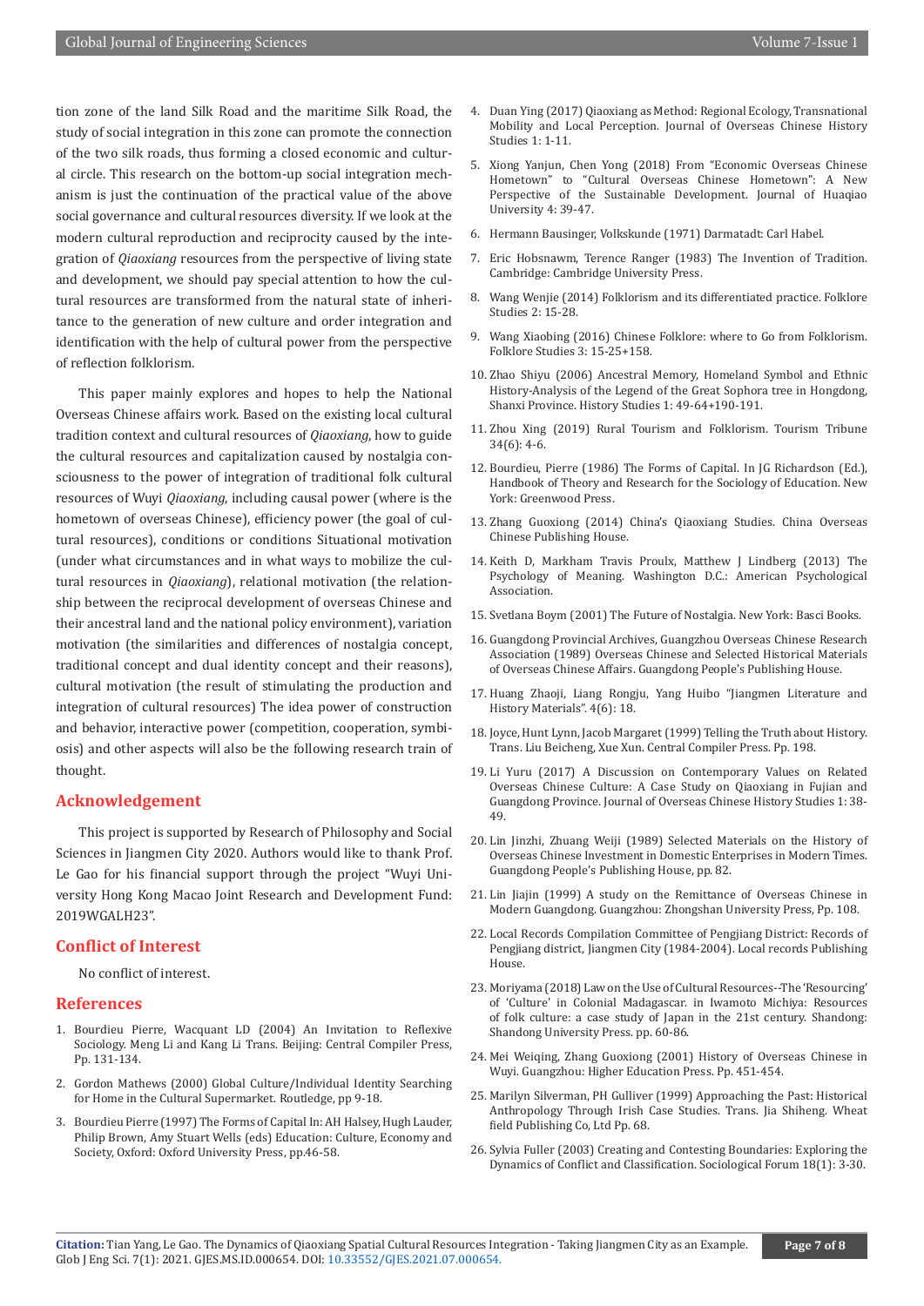tion zone of the land Silk Road and the maritime Silk Road, the study of social integration in this zone can promote the connection of the two silk roads, thus forming a closed economic and cultural circle. This research on the bottom-up social integration mechanism is just the continuation of the practical value of the above social governance and cultural resources diversity. If we look at the modern cultural reproduction and reciprocity caused by the integration of *Qiaoxiang* resources from the perspective of living state and development, we should pay special attention to how the cultural resources are transformed from the natural state of inheritance to the generation of new culture and order integration and identification with the help of cultural power from the perspective of reflection folklorism.

This paper mainly explores and hopes to help the National Overseas Chinese affairs work. Based on the existing local cultural tradition context and cultural resources of *Qiaoxiang*, how to guide the cultural resources and capitalization caused by nostalgia consciousness to the power of integration of traditional folk cultural resources of Wuyi *Qiaoxiang*, including causal power (where is the hometown of overseas Chinese), efficiency power (the goal of cultural resources), conditions or conditions Situational motivation (under what circumstances and in what ways to mobilize the cultural resources in *Qiaoxiang*), relational motivation (the relationship between the reciprocal development of overseas Chinese and their ancestral land and the national policy environment), variation motivation (the similarities and differences of nostalgia concept, traditional concept and dual identity concept and their reasons), cultural motivation (the result of stimulating the production and integration of cultural resources) The idea power of construction and behavior, interactive power (competition, cooperation, symbiosis) and other aspects will also be the following research train of thought.

## Acknowledgement

This project is supported by Research of Philosophy and Social Sciences in Jiangmen City 2020. Authors would like to thank Prof. Le Gao for his financial support through the project "Wuyi University Hong Kong Macao Joint Research and Development Fund: 2019WGALH23".

## Conflict of Interest

No conflict of interest.

## References

1. Bourdieu Pierre, Wacquant LD (2004) An Invitation to Reflexive Sociology. Meng Li and Kang Li Trans. Beijing: Central Compiler Press, Pp. 131-134.
2. Gordon Mathews (2000) Global Culture/Individual Identity Searching for Home in the Cultural Supermarket. Routledge, pp 9-18.
3. Bourdieu Pierre (1997) The Forms of Capital In: AH Halsey, Hugh Lauder, Philip Brown, Amy Stuart Wells (eds) Education: Culture, Economy and Society, Oxford: Oxford University Press, pp.46-58.
4. Duan Ying (2017) Qiaoxiang as Method: Regional Ecology, Transnational Mobility and Local Perception. Journal of Overseas Chinese History Studies 1: 1-11.
5. Xiong Yanjun, Chen Yong (2018) From "Economic Overseas Chinese Hometown" to "Cultural Overseas Chinese Hometown": A New Perspective of the Sustainable Development. Journal of Huaqiao University 4: 39-47.
6. Hermann Bausinger, Volkskunde (1971) Darmatadt: Carl Habel.
7. Eric Hobsnawm, Terence Ranger (1983) The Invention of Tradition. Cambridge: Cambridge University Press.
8. Wang Wenjie (2014) Folklorism and its differentiated practice. Folklore Studies 2: 15-28.
9. Wang Xiaobing (2016) Chinese Folklore: where to Go from Folklorism. Folklore Studies 3: 15-25+158.
10. Zhao Shiyu (2006) Ancestral Memory, Homeland Symbol and Ethnic History-Analysis of the Legend of the Great Sophora tree in Hongdong, Shanxi Province. History Studies 1: 49-64+190-191.
11. Zhou Xing (2019) Rural Tourism and Folklorism. Tourism Tribune 34(6): 4-6.
12. Bourdieu, Pierre (1986) The Forms of Capital. In JG Richardson (Ed.), Handbook of Theory and Research for the Sociology of Education. New York: Greenwood Press.
13. Zhang Guoxiong (2014) China's Qiaoxiang Studies. China Overseas Chinese Publishing House.
14. Keith D, Markham Travis Proulx, Matthew J Lindberg (2013) The Psychology of Meaning. Washington D.C.: American Psychological Association.
15. Svetlana Boym (2001) The Future of Nostalgia. New York: Basci Books.
16. Guangdong Provincial Archives, Guangzhou Overseas Chinese Research Association (1989) Overseas Chinese and Selected Historical Materials of Overseas Chinese Affairs. Guangdong People's Publishing House.
17. Huang Zhaoji, Liang Rongju, Yang Huibo "Jiangmen Literature and History Materials". 4(6): 18.
18. Joyce, Hunt Lynn, Jacob Margaret (1999) Telling the Truth about History. Trans. Liu Beicheng, Xue Xun. Central Compiler Press. Pp. 198.
19. Li Yuru (2017) A Discussion on Contemporary Values on Related Overseas Chinese Culture: A Case Study on Qiaoxiang in Fujian and Guangdong Province. Journal of Overseas Chinese History Studies 1: 38-49.
20. Lin Jinzhi, Zhuang Weiji (1989) Selected Materials on the History of Overseas Chinese Investment in Domestic Enterprises in Modern Times. Guangdong People's Publishing House, pp. 82.
21. Lin Jiajin (1999) A study on the Remittance of Overseas Chinese in Modern Guangdong. Guangzhou: Zhongshan University Press, Pp. 108.
22. Local Records Compilation Committee of Pengjiang District: Records of Pengjiang district, Jiangmen City (1984-2004). Local records Publishing House.
23. Moriyama (2018) Law on the Use of Cultural Resources--The 'Resourcing' of 'Culture' in Colonial Madagascar. in Iwamoto Michiya: Resources of folk culture: a case study of Japan in the 21st century. Shandong: Shandong University Press. pp. 60-86.
24. Mei Weiqing, Zhang Guoxiong (2001) History of Overseas Chinese in Wuyi. Guangzhou: Higher Education Press. Pp. 451-454.
25. Marilyn Silverman, PH Gulliver (1999) Approaching the Past: Historical Anthropology Through Irish Case Studies. Trans. Jia Shiheng. Wheat field Publishing Co, Ltd Pp. 68.
26. Sylvia Fuller (2003) Creating and Contesting Boundaries: Exploring the Dynamics of Conflict and Classification. Sociological Forum 18(1): 3-30.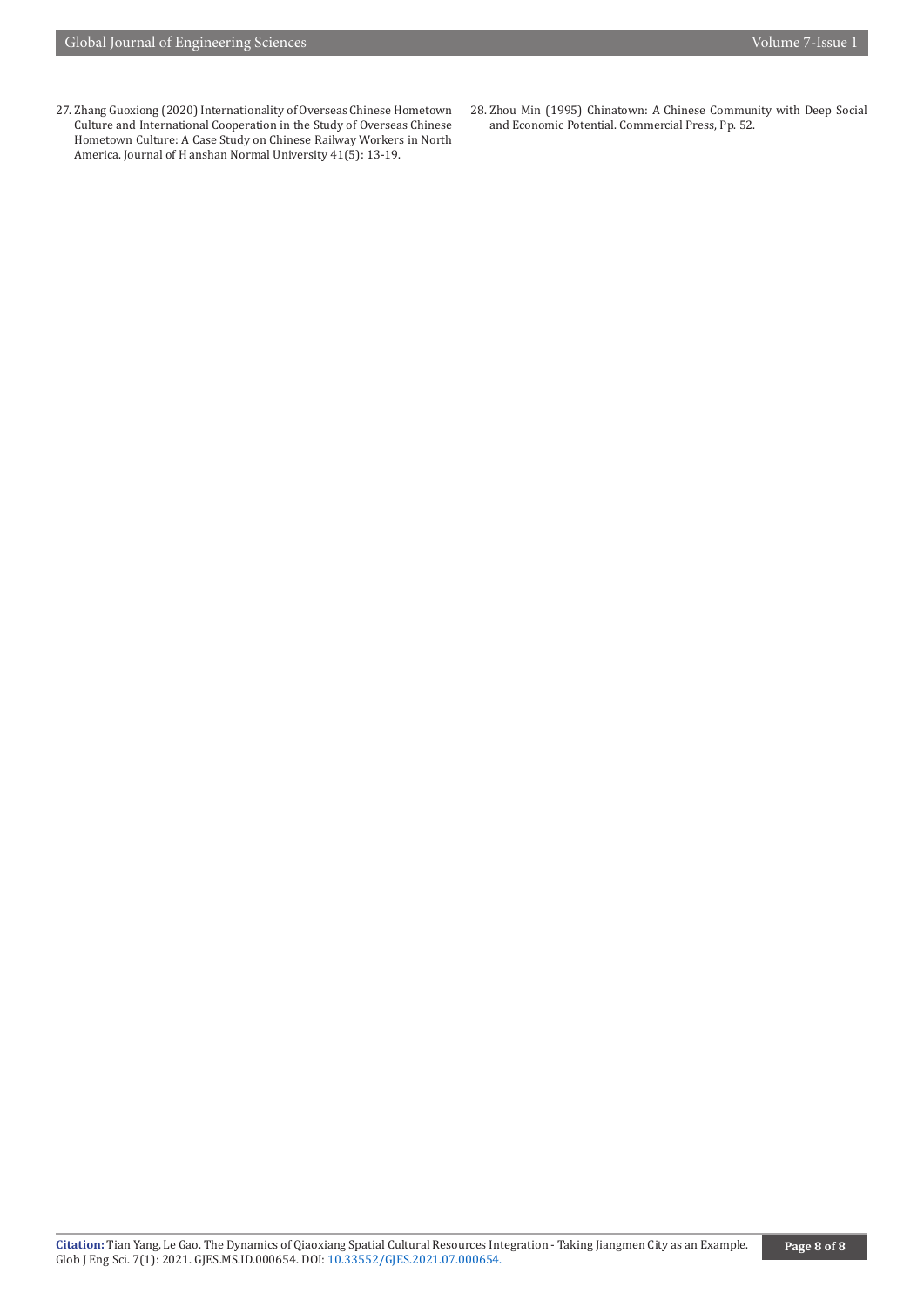27. Zhang Guoxiong (2020) Internationality of Overseas Chinese Hometown Culture and International Cooperation in the Study of Overseas Chinese Hometown Culture: A Case Study on Chinese Railway Workers in North America. Journal of H anshan Normal University 41(5): 13-19.
28. Zhou Min (1995) Chinatown: A Chinese Community with Deep Social and Economic Potential. Commercial Press, Pp. 52.